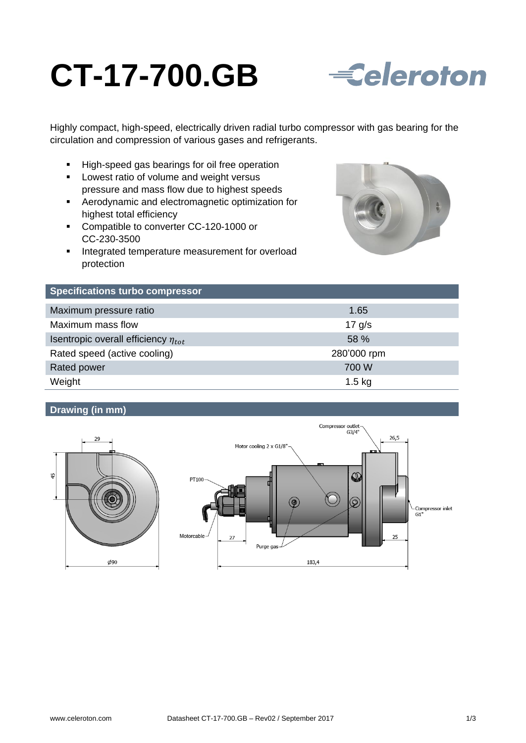# CT-17-700.GB

Celeroton

Highly compact, high-speed, electrically driven radial turbo compressor with gas bearing for the circulation and compression of various gases and refrigerants.

- High-speed gas bearings for oil free operation
- Lowest ratio of volume and weight versus pressure and mass flow due to highest speeds
- Aerodynamic and electromagnetic optimization for highest total efficiency
- Compatible to converter CC-120-1000 or CC-230-3500
- Integrated temperature measurement for overload protection

## Specifications turbo compressor

| Parameter | Value |
|---|---|
| Maximum pressure ratio | 1.65 |
| Maximum mass flow | 17 g/s |
| Isentropic overall efficiency $\eta_{tot}$ | 58 % |
| Rated speed (active cooling) | 280'000 rpm |
| Rated power | 700 W |
| Weight | 1.5 kg |

## Drawing (in mm)

29
45
Ø90

Compressor outlet G3/4"
26,5
Motor cooling 2 x G1/8"
PT100
Compressor inlet G1"
Motorcable
27
25
Purge gas
183,4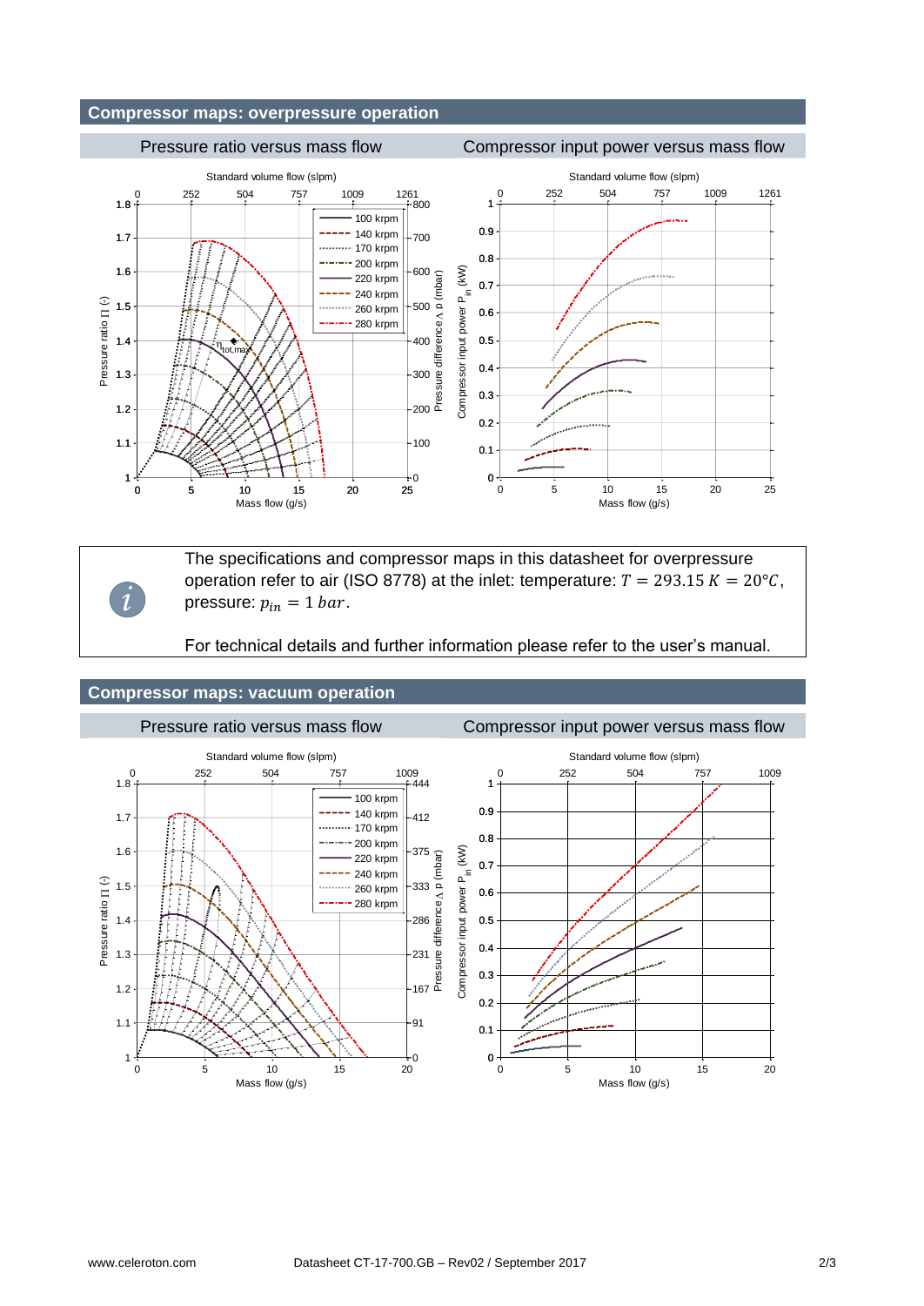## Compressor maps: overpressure operation

**Pressure ratio versus mass flow**

**Compressor input power versus mass flow**

> The specifications and compressor maps in this datasheet for overpressure operation refer to air (ISO 8778) at the inlet: temperature: $T = 293.15\ K = 20°C$, pressure: $p_{in} = 1\ bar$.
>
> For technical details and further information please refer to the user's manual.

## Compressor maps: vacuum operation

**Pressure ratio versus mass flow**

**Compressor input power versus mass flow**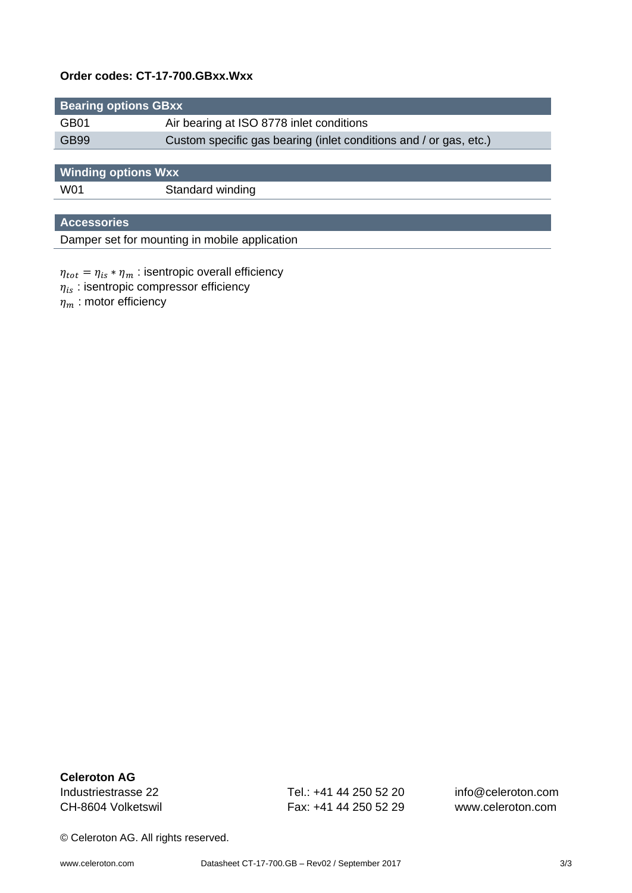**Order codes: CT-17-700.GBxx.Wxx**

| Bearing options GBxx | |
|---|---|
| GB01 | Air bearing at ISO 8778 inlet conditions |
| GB99 | Custom specific gas bearing (inlet conditions and / or gas, etc.) |

| Winding options Wxx | |
|---|---|
| W01 | Standard winding |

| Accessories |
|---|
| Damper set for mounting in mobile application |

$\eta_{tot} = \eta_{is} * \eta_m$ : isentropic overall efficiency
$\eta_{is}$ : isentropic compressor efficiency
$\eta_m$ : motor efficiency

**Celeroton AG**
Industriestrasse 22
CH-8604 Volketswil

Tel.: +41 44 250 52 20
Fax: +41 44 250 52 29

info@celeroton.com
www.celeroton.com

© Celeroton AG. All rights reserved.